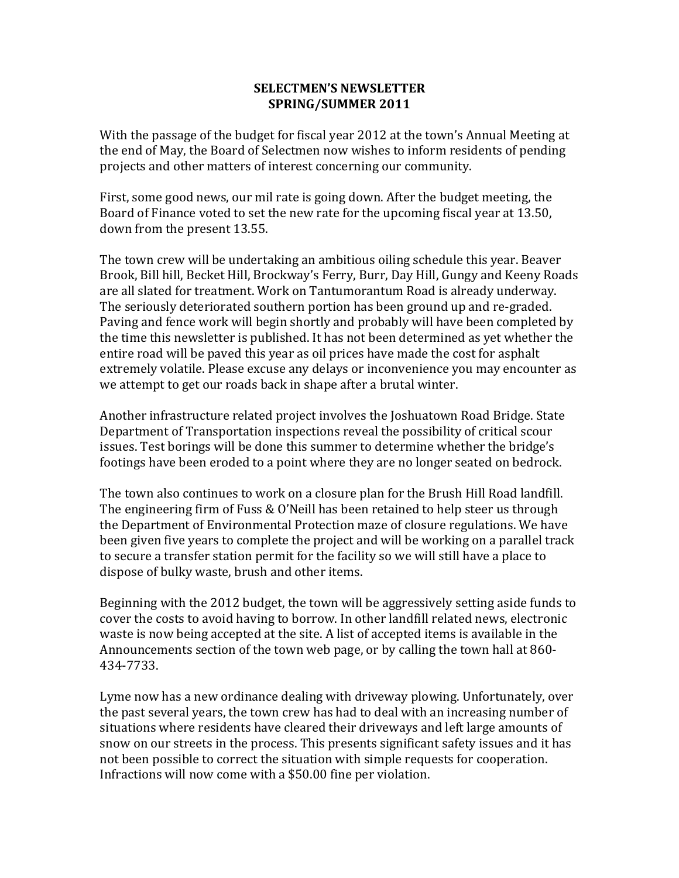# SELECTMEN'S NEWSLETTER
## SPRING/SUMMER 2011

With the passage of the budget for fiscal year 2012 at the town's Annual Meeting at the end of May, the Board of Selectmen now wishes to inform residents of pending projects and other matters of interest concerning our community.

First, some good news, our mil rate is going down. After the budget meeting, the Board of Finance voted to set the new rate for the upcoming fiscal year at 13.50, down from the present 13.55.

The town crew will be undertaking an ambitious oiling schedule this year. Beaver Brook, Bill hill, Becket Hill, Brockway's Ferry, Burr, Day Hill, Gungy and Keeny Roads are all slated for treatment. Work on Tantumorantum Road is already underway. The seriously deteriorated southern portion has been ground up and re-graded. Paving and fence work will begin shortly and probably will have been completed by the time this newsletter is published. It has not been determined as yet whether the entire road will be paved this year as oil prices have made the cost for asphalt extremely volatile. Please excuse any delays or inconvenience you may encounter as we attempt to get our roads back in shape after a brutal winter.

Another infrastructure related project involves the Joshuatown Road Bridge. State Department of Transportation inspections reveal the possibility of critical scour issues. Test borings will be done this summer to determine whether the bridge's footings have been eroded to a point where they are no longer seated on bedrock.

The town also continues to work on a closure plan for the Brush Hill Road landfill. The engineering firm of Fuss & O'Neill has been retained to help steer us through the Department of Environmental Protection maze of closure regulations. We have been given five years to complete the project and will be working on a parallel track to secure a transfer station permit for the facility so we will still have a place to dispose of bulky waste, brush and other items.

Beginning with the 2012 budget, the town will be aggressively setting aside funds to cover the costs to avoid having to borrow. In other landfill related news, electronic waste is now being accepted at the site. A list of accepted items is available in the Announcements section of the town web page, or by calling the town hall at 860-434-7733.

Lyme now has a new ordinance dealing with driveway plowing. Unfortunately, over the past several years, the town crew has had to deal with an increasing number of situations where residents have cleared their driveways and left large amounts of snow on our streets in the process. This presents significant safety issues and it has not been possible to correct the situation with simple requests for cooperation. Infractions will now come with a $50.00 fine per violation.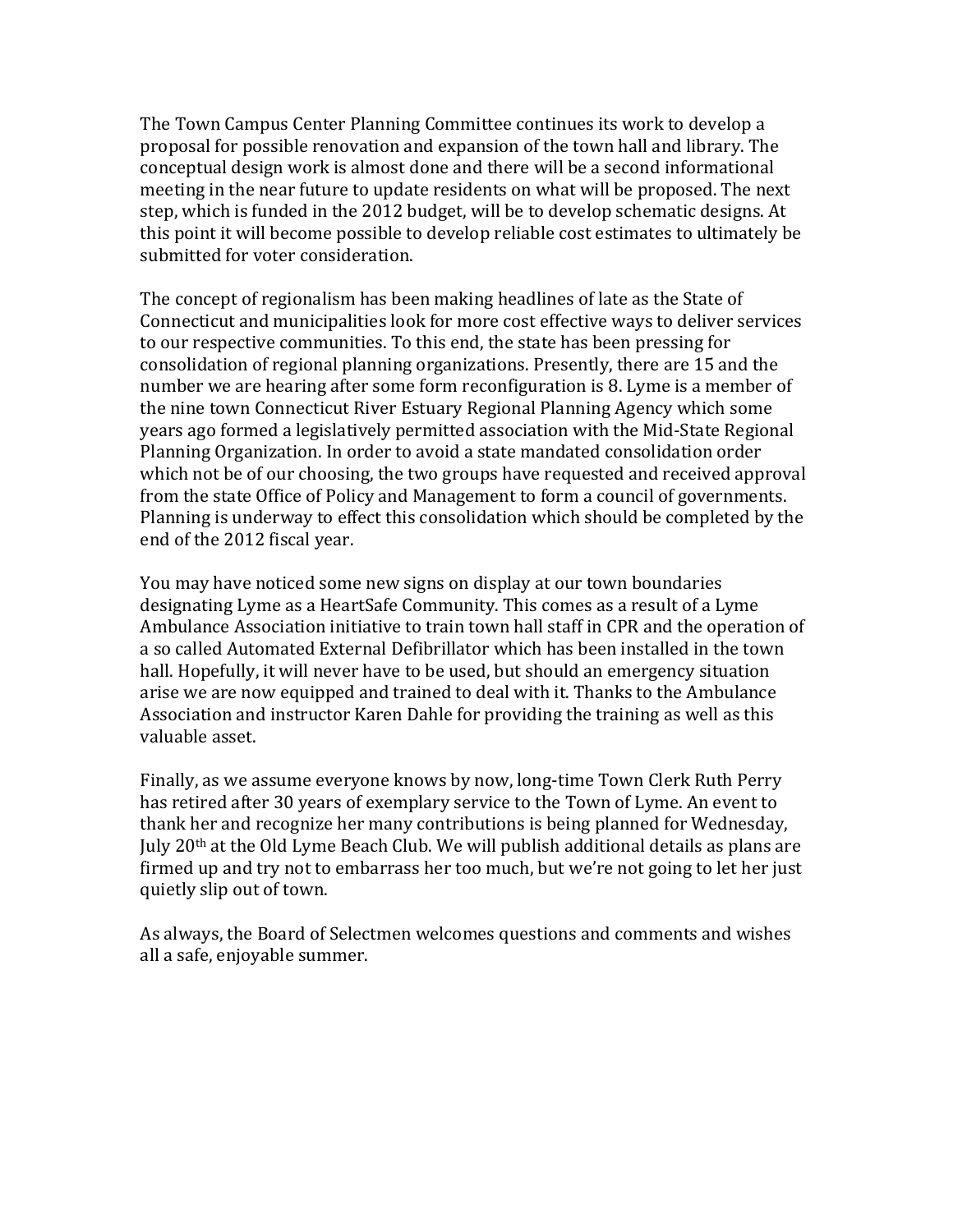The Town Campus Center Planning Committee continues its work to develop a proposal for possible renovation and expansion of the town hall and library. The conceptual design work is almost done and there will be a second informational meeting in the near future to update residents on what will be proposed. The next step, which is funded in the 2012 budget, will be to develop schematic designs. At this point it will become possible to develop reliable cost estimates to ultimately be submitted for voter consideration.

The concept of regionalism has been making headlines of late as the State of Connecticut and municipalities look for more cost effective ways to deliver services to our respective communities. To this end, the state has been pressing for consolidation of regional planning organizations. Presently, there are 15 and the number we are hearing after some form reconfiguration is 8. Lyme is a member of the nine town Connecticut River Estuary Regional Planning Agency which some years ago formed a legislatively permitted association with the Mid-State Regional Planning Organization. In order to avoid a state mandated consolidation order which not be of our choosing, the two groups have requested and received approval from the state Office of Policy and Management to form a council of governments. Planning is underway to effect this consolidation which should be completed by the end of the 2012 fiscal year.

You may have noticed some new signs on display at our town boundaries designating Lyme as a HeartSafe Community. This comes as a result of a Lyme Ambulance Association initiative to train town hall staff in CPR and the operation of a so called Automated External Defibrillator which has been installed in the town hall. Hopefully, it will never have to be used, but should an emergency situation arise we are now equipped and trained to deal with it. Thanks to the Ambulance Association and instructor Karen Dahle for providing the training as well as this valuable asset.

Finally, as we assume everyone knows by now, long-time Town Clerk Ruth Perry has retired after 30 years of exemplary service to the Town of Lyme. An event to thank her and recognize her many contributions is being planned for Wednesday, July 20th at the Old Lyme Beach Club. We will publish additional details as plans are firmed up and try not to embarrass her too much, but we're not going to let her just quietly slip out of town.

As always, the Board of Selectmen welcomes questions and comments and wishes all a safe, enjoyable summer.